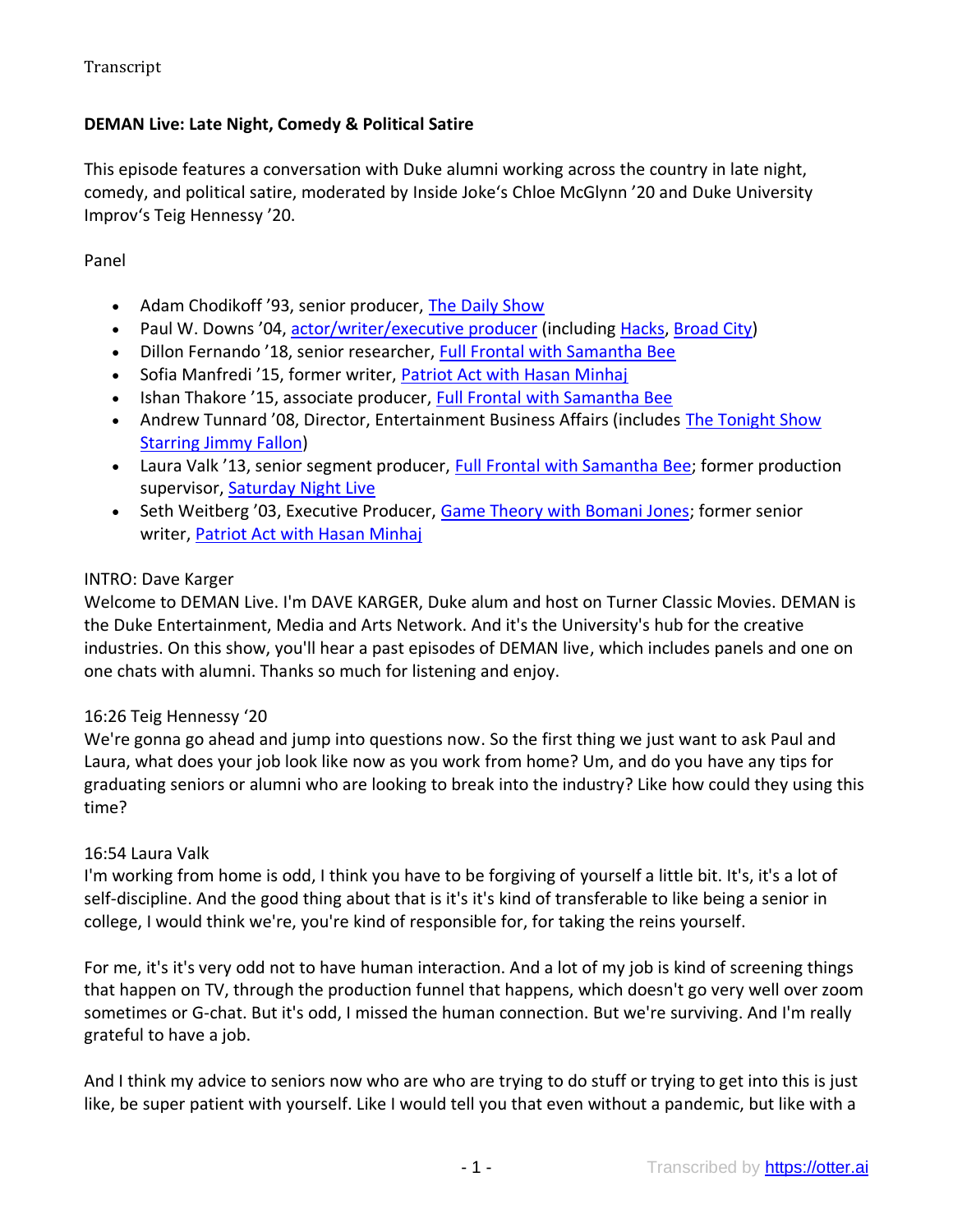Transcript

**DEMAN Live: Late Night, Comedy & Political Satire**

This episode features a conversation with Duke alumni working across the country in late night, comedy, and political satire, moderated by Inside Joke's Chloe McGlynn '20 and Duke University Improv's Teig Hennessy '20.

Panel

- Adam Chodikoff '93, senior producer, [The Daily Show]
- Paul W. Downs '04, [actor/writer/executive producer] (including [Hacks], [Broad City])
- Dillon Fernando '18, senior researcher, [Full Frontal with Samantha Bee]
- Sofia Manfredi '15, former writer, [Patriot Act with Hasan Minhaj]
- Ishan Thakore '15, associate producer, [Full Frontal with Samantha Bee]
- Andrew Tunnard '08, Director, Entertainment Business Affairs (includes [The Tonight Show Starring Jimmy Fallon])
- Laura Valk '13, senior segment producer, [Full Frontal with Samantha Bee]; former production supervisor, [Saturday Night Live]
- Seth Weitberg '03, Executive Producer, [Game Theory with Bomani Jones]; former senior writer, [Patriot Act with Hasan Minhaj]

INTRO: Dave Karger
Welcome to DEMAN Live. I'm DAVE KARGER, Duke alum and host on Turner Classic Movies. DEMAN is the Duke Entertainment, Media and Arts Network. And it's the University's hub for the creative industries. On this show, you'll hear a past episodes of DEMAN live, which includes panels and one on one chats with alumni. Thanks so much for listening and enjoy.

16:26 Teig Hennessy '20
We're gonna go ahead and jump into questions now. So the first thing we just want to ask Paul and Laura, what does your job look like now as you work from home? Um, and do you have any tips for graduating seniors or alumni who are looking to break into the industry? Like how could they using this time?

16:54 Laura Valk
I'm working from home is odd, I think you have to be forgiving of yourself a little bit. It's, it's a lot of self-discipline. And the good thing about that is it's it's kind of transferable to like being a senior in college, I would think we're, you're kind of responsible for, for taking the reins yourself.

For me, it's it's very odd not to have human interaction. And a lot of my job is kind of screening things that happen on TV, through the production funnel that happens, which doesn't go very well over zoom sometimes or G-chat. But it's odd, I missed the human connection. But we're surviving. And I'm really grateful to have a job.

And I think my advice to seniors now who are who are trying to do stuff or trying to get into this is just like, be super patient with yourself. Like I would tell you that even without a pandemic, but like with a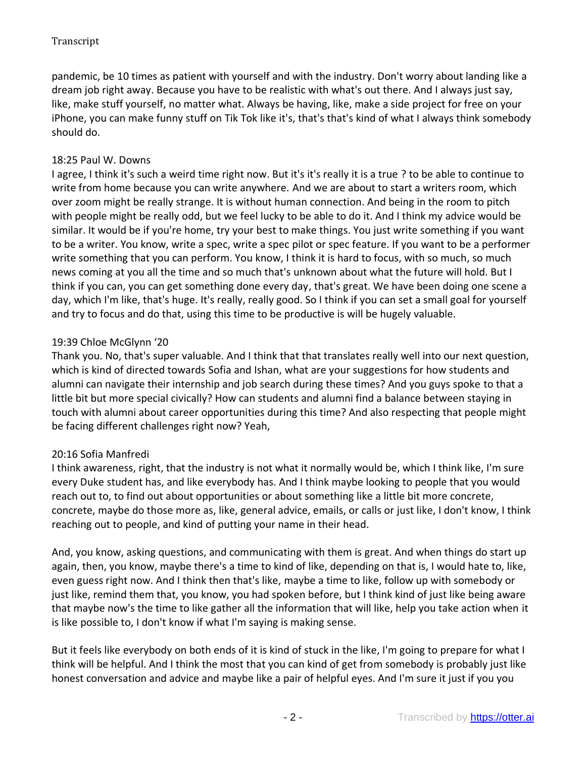pandemic, be 10 times as patient with yourself and with the industry. Don't worry about landing like a dream job right away. Because you have to be realistic with what's out there. And I always just say, like, make stuff yourself, no matter what. Always be having, like, make a side project for free on your iPhone, you can make funny stuff on Tik Tok like it's, that's that's kind of what I always think somebody should do.

18:25 Paul W. Downs

I agree, I think it's such a weird time right now. But it's it's really it is a true ? to be able to continue to write from home because you can write anywhere. And we are about to start a writers room, which over zoom might be really strange. It is without human connection. And being in the room to pitch with people might be really odd, but we feel lucky to be able to do it. And I think my advice would be similar. It would be if you're home, try your best to make things. You just write something if you want to be a writer. You know, write a spec, write a spec pilot or spec feature. If you want to be a performer write something that you can perform. You know, I think it is hard to focus, with so much, so much news coming at you all the time and so much that's unknown about what the future will hold. But I think if you can, you can get something done every day, that's great. We have been doing one scene a day, which I'm like, that's huge. It's really, really good. So I think if you can set a small goal for yourself and try to focus and do that, using this time to be productive is will be hugely valuable.

19:39 Chloe McGlynn '20

Thank you. No, that's super valuable. And I think that that translates really well into our next question, which is kind of directed towards Sofia and Ishan, what are your suggestions for how students and alumni can navigate their internship and job search during these times? And you guys spoke to that a little bit but more special civically? How can students and alumni find a balance between staying in touch with alumni about career opportunities during this time? And also respecting that people might be facing different challenges right now? Yeah,

20:16 Sofia Manfredi

I think awareness, right, that the industry is not what it normally would be, which I think like, I'm sure every Duke student has, and like everybody has. And I think maybe looking to people that you would reach out to, to find out about opportunities or about something like a little bit more concrete, concrete, maybe do those more as, like, general advice, emails, or calls or just like, I don't know, I think reaching out to people, and kind of putting your name in their head.

And, you know, asking questions, and communicating with them is great. And when things do start up again, then, you know, maybe there's a time to kind of like, depending on that is, I would hate to, like, even guess right now. And I think then that's like, maybe a time to like, follow up with somebody or just like, remind them that, you know, you had spoken before, but I think kind of just like being aware that maybe now's the time to like gather all the information that will like, help you take action when it is like possible to, I don't know if what I'm saying is making sense.

But it feels like everybody on both ends of it is kind of stuck in the like, I'm going to prepare for what I think will be helpful. And I think the most that you can kind of get from somebody is probably just like honest conversation and advice and maybe like a pair of helpful eyes. And I'm sure it just if you you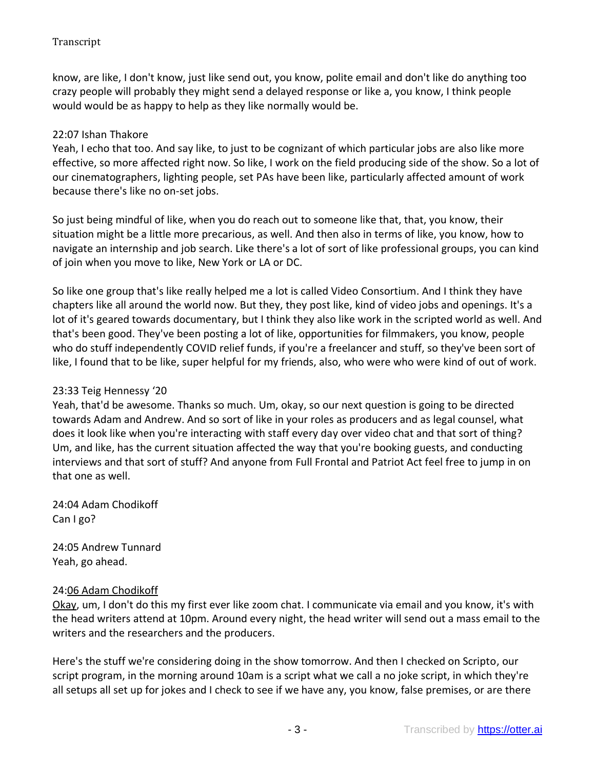know, are like, I don't know, just like send out, you know, polite email and don't like do anything too crazy people will probably they might send a delayed response or like a, you know, I think people would would be as happy to help as they like normally would be.

22:07 Ishan Thakore
Yeah, I echo that too. And say like, to just to be cognizant of which particular jobs are also like more effective, so more affected right now. So like, I work on the field producing side of the show. So a lot of our cinematographers, lighting people, set PAs have been like, particularly affected amount of work because there's like no on-set jobs.

So just being mindful of like, when you do reach out to someone like that, that, you know, their situation might be a little more precarious, as well. And then also in terms of like, you know, how to navigate an internship and job search. Like there's a lot of sort of like professional groups, you can kind of join when you move to like, New York or LA or DC.

So like one group that's like really helped me a lot is called Video Consortium. And I think they have chapters like all around the world now. But they, they post like, kind of video jobs and openings. It's a lot of it's geared towards documentary, but I think they also like work in the scripted world as well. And that's been good. They've been posting a lot of like, opportunities for filmmakers, you know, people who do stuff independently COVID relief funds, if you're a freelancer and stuff, so they've been sort of like, I found that to be like, super helpful for my friends, also, who were who were kind of out of work.

23:33 Teig Hennessy '20
Yeah, that'd be awesome. Thanks so much. Um, okay, so our next question is going to be directed towards Adam and Andrew. And so sort of like in your roles as producers and as legal counsel, what does it look like when you're interacting with staff every day over video chat and that sort of thing? Um, and like, has the current situation affected the way that you're booking guests, and conducting interviews and that sort of stuff? And anyone from Full Frontal and Patriot Act feel free to jump in on that one as well.

24:04 Adam Chodikoff
Can I go?

24:05 Andrew Tunnard
Yeah, go ahead.

24:06 Adam Chodikoff
Okay, um, I don't do this my first ever like zoom chat. I communicate via email and you know, it's with the head writers attend at 10pm. Around every night, the head writer will send out a mass email to the writers and the researchers and the producers.

Here's the stuff we're considering doing in the show tomorrow. And then I checked on Scripto, our script program, in the morning around 10am is a script what we call a no joke script, in which they're all setups all set up for jokes and I check to see if we have any, you know, false premises, or are there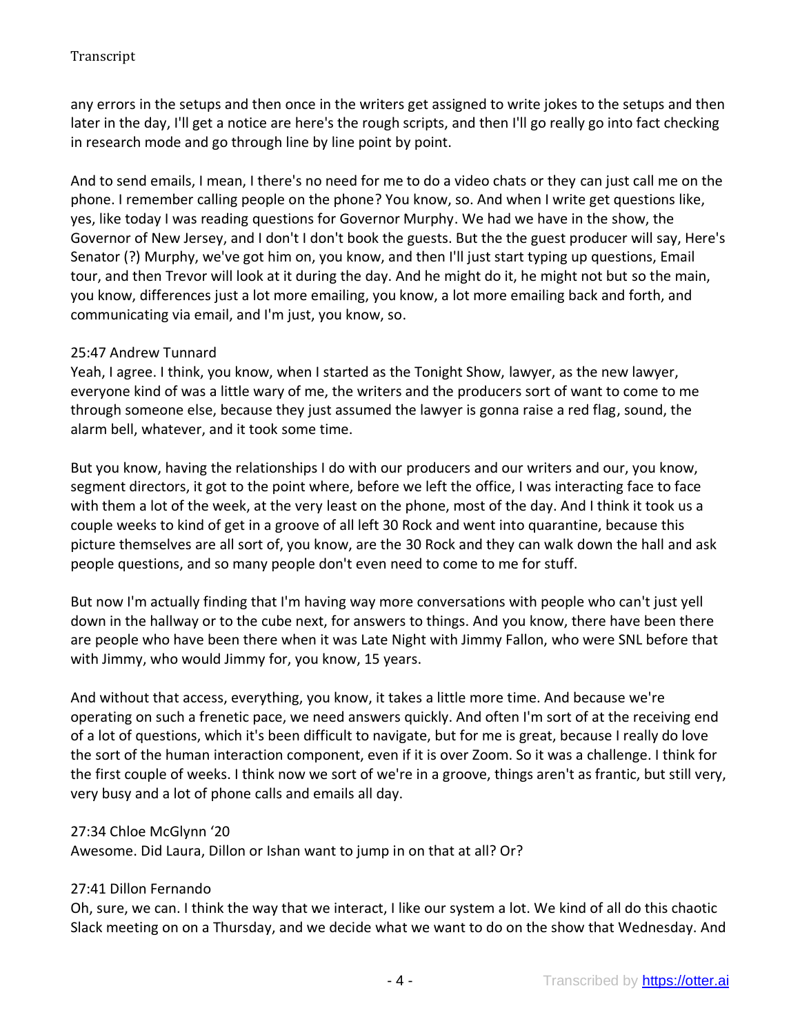any errors in the setups and then once in the writers get assigned to write jokes to the setups and then later in the day, I'll get a notice are here's the rough scripts, and then I'll go really go into fact checking in research mode and go through line by line point by point.

And to send emails, I mean, I there's no need for me to do a video chats or they can just call me on the phone. I remember calling people on the phone? You know, so. And when I write get questions like, yes, like today I was reading questions for Governor Murphy. We had we have in the show, the Governor of New Jersey, and I don't I don't book the guests. But the the guest producer will say, Here's Senator (?) Murphy, we've got him on, you know, and then I'll just start typing up questions, Email tour, and then Trevor will look at it during the day. And he might do it, he might not but so the main, you know, differences just a lot more emailing, you know, a lot more emailing back and forth, and communicating via email, and I'm just, you know, so.

25:47 Andrew Tunnard
Yeah, I agree. I think, you know, when I started as the Tonight Show, lawyer, as the new lawyer, everyone kind of was a little wary of me, the writers and the producers sort of want to come to me through someone else, because they just assumed the lawyer is gonna raise a red flag, sound, the alarm bell, whatever, and it took some time.

But you know, having the relationships I do with our producers and our writers and our, you know, segment directors, it got to the point where, before we left the office, I was interacting face to face with them a lot of the week, at the very least on the phone, most of the day. And I think it took us a couple weeks to kind of get in a groove of all left 30 Rock and went into quarantine, because this picture themselves are all sort of, you know, are the 30 Rock and they can walk down the hall and ask people questions, and so many people don't even need to come to me for stuff.

But now I'm actually finding that I'm having way more conversations with people who can't just yell down in the hallway or to the cube next, for answers to things. And you know, there have been there are people who have been there when it was Late Night with Jimmy Fallon, who were SNL before that with Jimmy, who would Jimmy for, you know, 15 years.

And without that access, everything, you know, it takes a little more time. And because we're operating on such a frenetic pace, we need answers quickly. And often I'm sort of at the receiving end of a lot of questions, which it's been difficult to navigate, but for me is great, because I really do love the sort of the human interaction component, even if it is over Zoom. So it was a challenge. I think for the first couple of weeks. I think now we sort of we're in a groove, things aren't as frantic, but still very, very busy and a lot of phone calls and emails all day.

27:34 Chloe McGlynn '20
Awesome. Did Laura, Dillon or Ishan want to jump in on that at all? Or?

27:41 Dillon Fernando
Oh, sure, we can. I think the way that we interact, I like our system a lot. We kind of all do this chaotic Slack meeting on on a Thursday, and we decide what we want to do on the show that Wednesday. And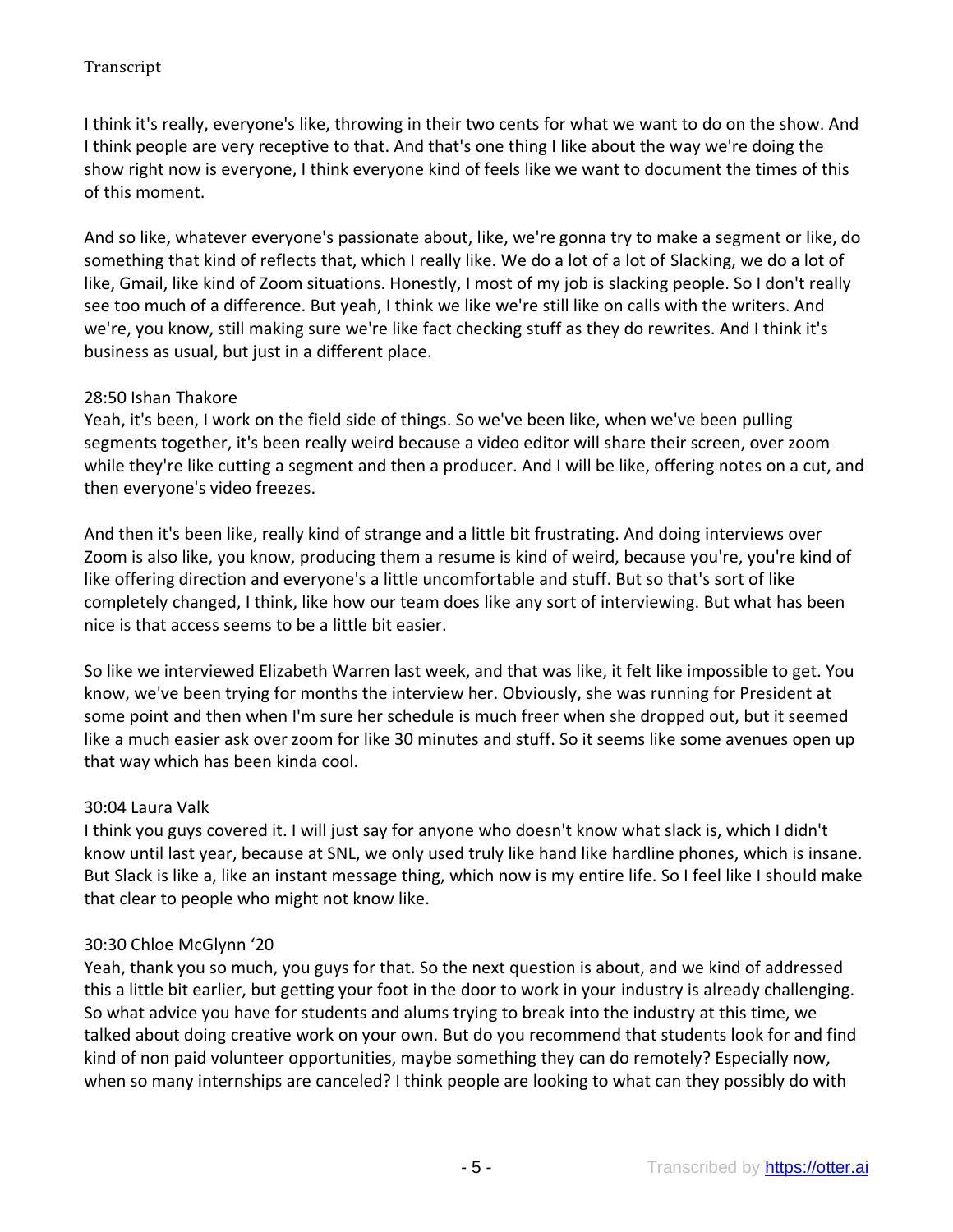I think it's really, everyone's like, throwing in their two cents for what we want to do on the show. And I think people are very receptive to that. And that's one thing I like about the way we're doing the show right now is everyone, I think everyone kind of feels like we want to document the times of this of this moment.

And so like, whatever everyone's passionate about, like, we're gonna try to make a segment or like, do something that kind of reflects that, which I really like. We do a lot of a lot of Slacking, we do a lot of like, Gmail, like kind of Zoom situations. Honestly, I most of my job is slacking people. So I don't really see too much of a difference. But yeah, I think we like we're still like on calls with the writers. And we're, you know, still making sure we're like fact checking stuff as they do rewrites. And I think it's business as usual, but just in a different place.

28:50 Ishan Thakore

Yeah, it's been, I work on the field side of things. So we've been like, when we've been pulling segments together, it's been really weird because a video editor will share their screen, over zoom while they're like cutting a segment and then a producer. And I will be like, offering notes on a cut, and then everyone's video freezes.

And then it's been like, really kind of strange and a little bit frustrating. And doing interviews over Zoom is also like, you know, producing them a resume is kind of weird, because you're, you're kind of like offering direction and everyone's a little uncomfortable and stuff. But so that's sort of like completely changed, I think, like how our team does like any sort of interviewing. But what has been nice is that access seems to be a little bit easier.

So like we interviewed Elizabeth Warren last week, and that was like, it felt like impossible to get. You know, we've been trying for months the interview her. Obviously, she was running for President at some point and then when I'm sure her schedule is much freer when she dropped out, but it seemed like a much easier ask over zoom for like 30 minutes and stuff. So it seems like some avenues open up that way which has been kinda cool.

30:04 Laura Valk

I think you guys covered it. I will just say for anyone who doesn't know what slack is, which I didn't know until last year, because at SNL, we only used truly like hand like hardline phones, which is insane. But Slack is like a, like an instant message thing, which now is my entire life. So I feel like I should make that clear to people who might not know like.

30:30 Chloe McGlynn '20

Yeah, thank you so much, you guys for that. So the next question is about, and we kind of addressed this a little bit earlier, but getting your foot in the door to work in your industry is already challenging. So what advice you have for students and alums trying to break into the industry at this time, we talked about doing creative work on your own. But do you recommend that students look for and find kind of non paid volunteer opportunities, maybe something they can do remotely? Especially now, when so many internships are canceled? I think people are looking to what can they possibly do with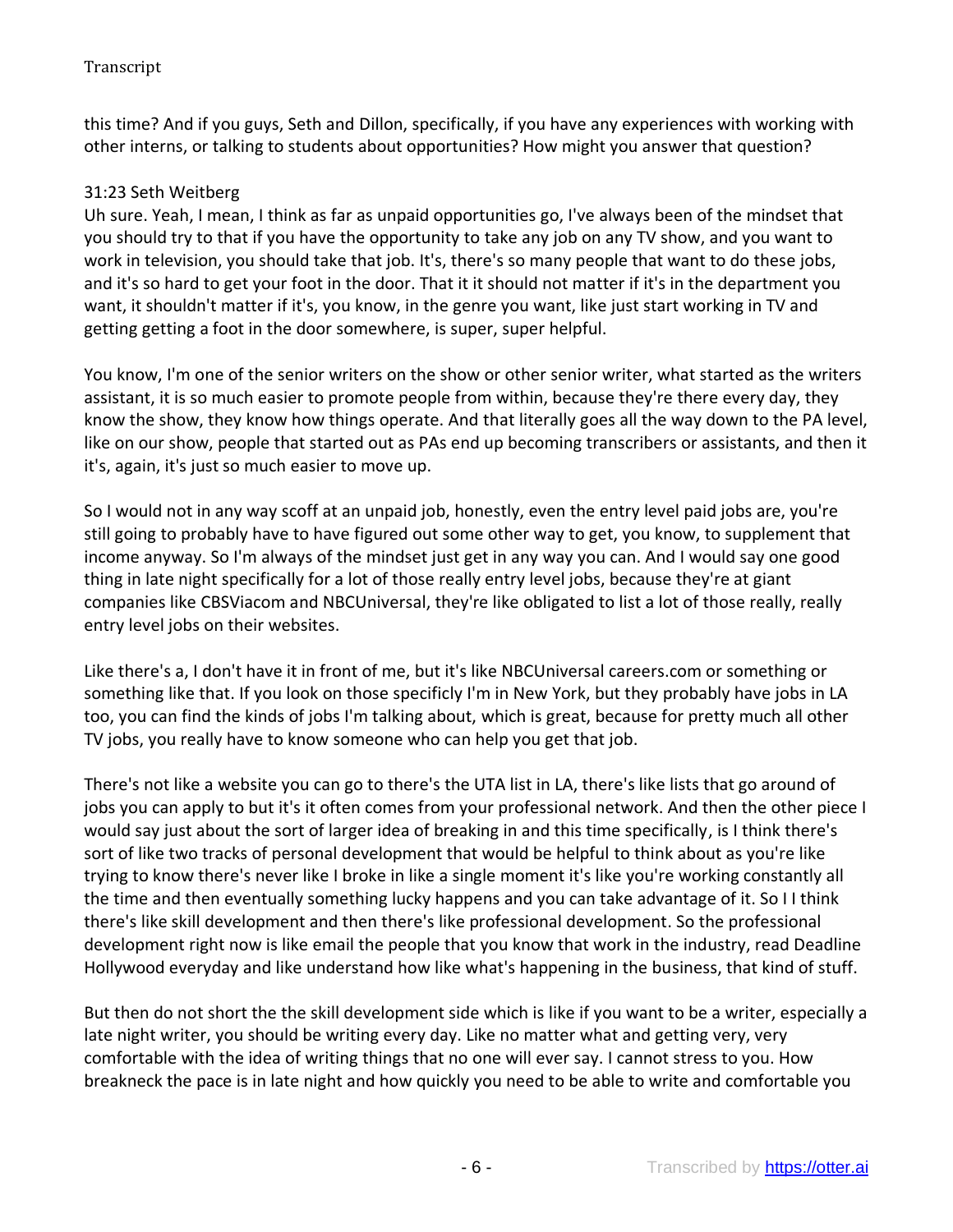this time? And if you guys, Seth and Dillon, specifically, if you have any experiences with working with other interns, or talking to students about opportunities? How might you answer that question?

31:23 Seth Weitberg
Uh sure. Yeah, I mean, I think as far as unpaid opportunities go, I've always been of the mindset that you should try to that if you have the opportunity to take any job on any TV show, and you want to work in television, you should take that job. It's, there's so many people that want to do these jobs, and it's so hard to get your foot in the door. That it it should not matter if it's in the department you want, it shouldn't matter if it's, you know, in the genre you want, like just start working in TV and getting getting a foot in the door somewhere, is super, super helpful.

You know, I'm one of the senior writers on the show or other senior writer, what started as the writers assistant, it is so much easier to promote people from within, because they're there every day, they know the show, they know how things operate. And that literally goes all the way down to the PA level, like on our show, people that started out as PAs end up becoming transcribers or assistants, and then it it's, again, it's just so much easier to move up.

So I would not in any way scoff at an unpaid job, honestly, even the entry level paid jobs are, you're still going to probably have to have figured out some other way to get, you know, to supplement that income anyway. So I'm always of the mindset just get in any way you can. And I would say one good thing in late night specifically for a lot of those really entry level jobs, because they're at giant companies like CBSViacom and NBCUniversal, they're like obligated to list a lot of those really, really entry level jobs on their websites.

Like there's a, I don't have it in front of me, but it's like NBCUniversal careers.com or something or something like that. If you look on those specificly I'm in New York, but they probably have jobs in LA too, you can find the kinds of jobs I'm talking about, which is great, because for pretty much all other TV jobs, you really have to know someone who can help you get that job.

There's not like a website you can go to there's the UTA list in LA, there's like lists that go around of jobs you can apply to but it's it often comes from your professional network. And then the other piece I would say just about the sort of larger idea of breaking in and this time specifically, is I think there's sort of like two tracks of personal development that would be helpful to think about as you're like trying to know there's never like I broke in like a single moment it's like you're working constantly all the time and then eventually something lucky happens and you can take advantage of it. So I I think there's like skill development and then there's like professional development. So the professional development right now is like email the people that you know that work in the industry, read Deadline Hollywood everyday and like understand how like what's happening in the business, that kind of stuff.

But then do not short the the skill development side which is like if you want to be a writer, especially a late night writer, you should be writing every day. Like no matter what and getting very, very comfortable with the idea of writing things that no one will ever say. I cannot stress to you. How breakneck the pace is in late night and how quickly you need to be able to write and comfortable you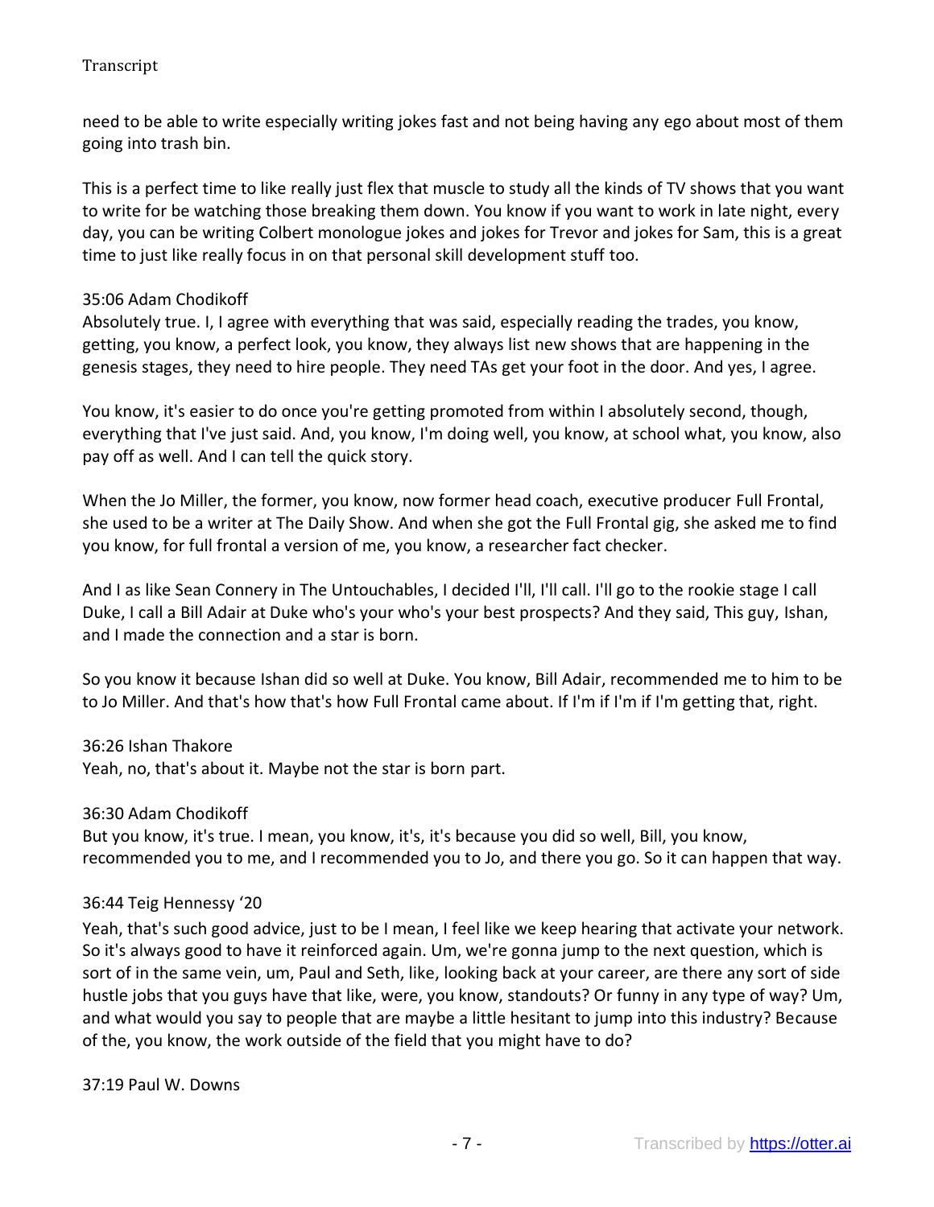need to be able to write especially writing jokes fast and not being having any ego about most of them going into trash bin.

This is a perfect time to like really just flex that muscle to study all the kinds of TV shows that you want to write for be watching those breaking them down. You know if you want to work in late night, every day, you can be writing Colbert monologue jokes and jokes for Trevor and jokes for Sam, this is a great time to just like really focus in on that personal skill development stuff too.

35:06 Adam Chodikoff
Absolutely true. I, I agree with everything that was said, especially reading the trades, you know, getting, you know, a perfect look, you know, they always list new shows that are happening in the genesis stages, they need to hire people. They need TAs get your foot in the door. And yes, I agree.

You know, it's easier to do once you're getting promoted from within I absolutely second, though, everything that I've just said. And, you know, I'm doing well, you know, at school what, you know, also pay off as well. And I can tell the quick story.

When the Jo Miller, the former, you know, now former head coach, executive producer Full Frontal, she used to be a writer at The Daily Show. And when she got the Full Frontal gig, she asked me to find you know, for full frontal a version of me, you know, a researcher fact checker.

And I as like Sean Connery in The Untouchables, I decided I'll, I'll call. I'll go to the rookie stage I call Duke, I call a Bill Adair at Duke who's your who's your best prospects? And they said, This guy, Ishan, and I made the connection and a star is born.

So you know it because Ishan did so well at Duke. You know, Bill Adair, recommended me to him to be to Jo Miller. And that's how that's how Full Frontal came about. If I'm if I'm if I'm getting that, right.

36:26 Ishan Thakore
Yeah, no, that's about it. Maybe not the star is born part.

36:30 Adam Chodikoff
But you know, it's true. I mean, you know, it's, it's because you did so well, Bill, you know, recommended you to me, and I recommended you to Jo, and there you go. So it can happen that way.

36:44 Teig Hennessy '20
Yeah, that's such good advice, just to be I mean, I feel like we keep hearing that activate your network. So it's always good to have it reinforced again. Um, we're gonna jump to the next question, which is sort of in the same vein, um, Paul and Seth, like, looking back at your career, are there any sort of side hustle jobs that you guys have that like, were, you know, standouts? Or funny in any type of way? Um, and what would you say to people that are maybe a little hesitant to jump into this industry? Because of the, you know, the work outside of the field that you might have to do?

37:19 Paul W. Downs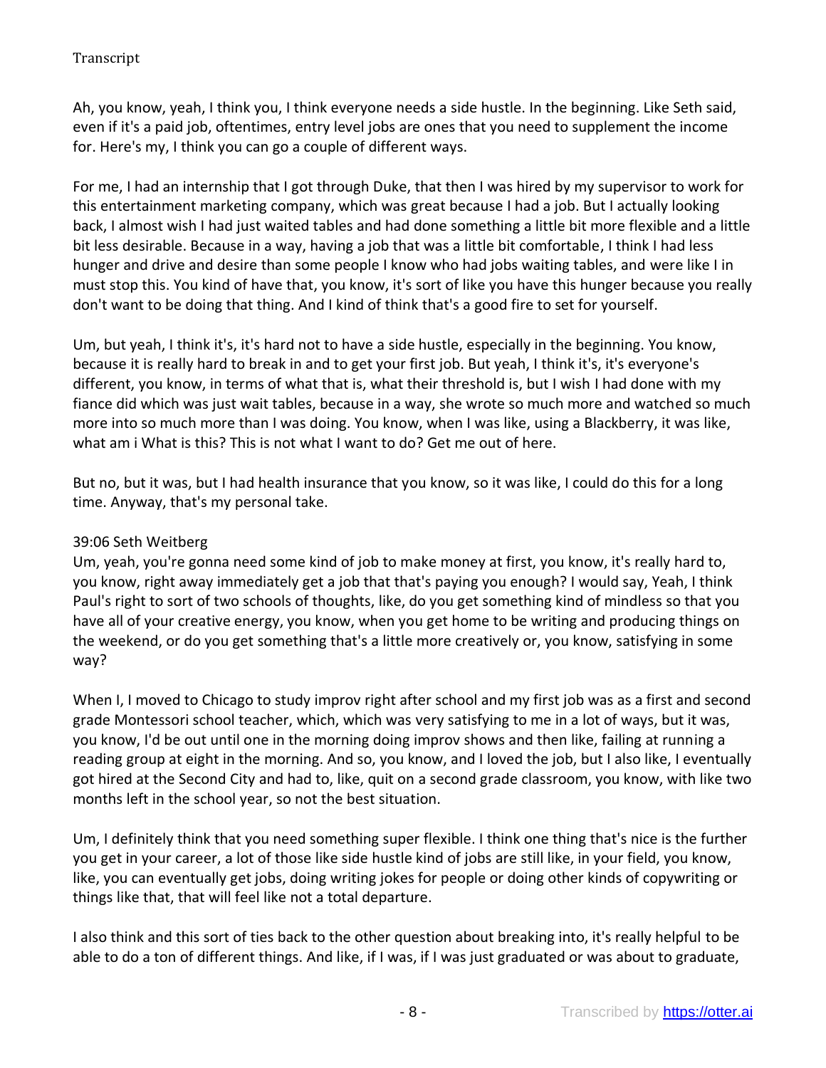Ah, you know, yeah, I think you, I think everyone needs a side hustle. In the beginning. Like Seth said, even if it's a paid job, oftentimes, entry level jobs are ones that you need to supplement the income for. Here's my, I think you can go a couple of different ways.

For me, I had an internship that I got through Duke, that then I was hired by my supervisor to work for this entertainment marketing company, which was great because I had a job. But I actually looking back, I almost wish I had just waited tables and had done something a little bit more flexible and a little bit less desirable. Because in a way, having a job that was a little bit comfortable, I think I had less hunger and drive and desire than some people I know who had jobs waiting tables, and were like I in must stop this. You kind of have that, you know, it's sort of like you have this hunger because you really don't want to be doing that thing. And I kind of think that's a good fire to set for yourself.

Um, but yeah, I think it's, it's hard not to have a side hustle, especially in the beginning. You know, because it is really hard to break in and to get your first job. But yeah, I think it's, it's everyone's different, you know, in terms of what that is, what their threshold is, but I wish I had done with my fiance did which was just wait tables, because in a way, she wrote so much more and watched so much more into so much more than I was doing. You know, when I was like, using a Blackberry, it was like, what am i What is this? This is not what I want to do? Get me out of here.

But no, but it was, but I had health insurance that you know, so it was like, I could do this for a long time. Anyway, that's my personal take.

39:06 Seth Weitberg

Um, yeah, you're gonna need some kind of job to make money at first, you know, it's really hard to, you know, right away immediately get a job that that's paying you enough? I would say, Yeah, I think Paul's right to sort of two schools of thoughts, like, do you get something kind of mindless so that you have all of your creative energy, you know, when you get home to be writing and producing things on the weekend, or do you get something that's a little more creatively or, you know, satisfying in some way?

When I, I moved to Chicago to study improv right after school and my first job was as a first and second grade Montessori school teacher, which, which was very satisfying to me in a lot of ways, but it was, you know, I'd be out until one in the morning doing improv shows and then like, failing at running a reading group at eight in the morning. And so, you know, and I loved the job, but I also like, I eventually got hired at the Second City and had to, like, quit on a second grade classroom, you know, with like two months left in the school year, so not the best situation.

Um, I definitely think that you need something super flexible. I think one thing that's nice is the further you get in your career, a lot of those like side hustle kind of jobs are still like, in your field, you know, like, you can eventually get jobs, doing writing jokes for people or doing other kinds of copywriting or things like that, that will feel like not a total departure.

I also think and this sort of ties back to the other question about breaking into, it's really helpful to be able to do a ton of different things. And like, if I was, if I was just graduated or was about to graduate,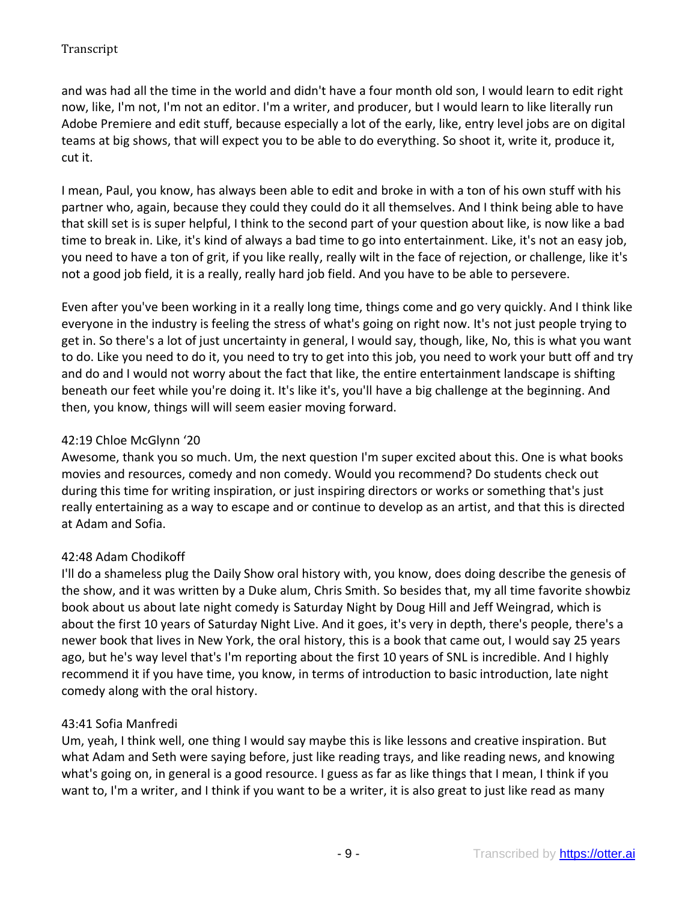and was had all the time in the world and didn't have a four month old son, I would learn to edit right now, like, I'm not, I'm not an editor. I'm a writer, and producer, but I would learn to like literally run Adobe Premiere and edit stuff, because especially a lot of the early, like, entry level jobs are on digital teams at big shows, that will expect you to be able to do everything. So shoot it, write it, produce it, cut it.

I mean, Paul, you know, has always been able to edit and broke in with a ton of his own stuff with his partner who, again, because they could they could do it all themselves. And I think being able to have that skill set is is super helpful, I think to the second part of your question about like, is now like a bad time to break in. Like, it's kind of always a bad time to go into entertainment. Like, it's not an easy job, you need to have a ton of grit, if you like really, really wilt in the face of rejection, or challenge, like it's not a good job field, it is a really, really hard job field. And you have to be able to persevere.

Even after you've been working in it a really long time, things come and go very quickly. And I think like everyone in the industry is feeling the stress of what's going on right now. It's not just people trying to get in. So there's a lot of just uncertainty in general, I would say, though, like, No, this is what you want to do. Like you need to do it, you need to try to get into this job, you need to work your butt off and try and do and I would not worry about the fact that like, the entire entertainment landscape is shifting beneath our feet while you're doing it. It's like it's, you'll have a big challenge at the beginning. And then, you know, things will will seem easier moving forward.

42:19 Chloe McGlynn '20
Awesome, thank you so much. Um, the next question I'm super excited about this. One is what books movies and resources, comedy and non comedy. Would you recommend? Do students check out during this time for writing inspiration, or just inspiring directors or works or something that's just really entertaining as a way to escape and or continue to develop as an artist, and that this is directed at Adam and Sofia.

42:48 Adam Chodikoff
I'll do a shameless plug the Daily Show oral history with, you know, does doing describe the genesis of the show, and it was written by a Duke alum, Chris Smith. So besides that, my all time favorite showbiz book about us about late night comedy is Saturday Night by Doug Hill and Jeff Weingrad, which is about the first 10 years of Saturday Night Live. And it goes, it's very in depth, there's people, there's a newer book that lives in New York, the oral history, this is a book that came out, I would say 25 years ago, but he's way level that's I'm reporting about the first 10 years of SNL is incredible. And I highly recommend it if you have time, you know, in terms of introduction to basic introduction, late night comedy along with the oral history.

43:41 Sofia Manfredi
Um, yeah, I think well, one thing I would say maybe this is like lessons and creative inspiration. But what Adam and Seth were saying before, just like reading trays, and like reading news, and knowing what's going on, in general is a good resource. I guess as far as like things that I mean, I think if you want to, I'm a writer, and I think if you want to be a writer, it is also great to just like read as many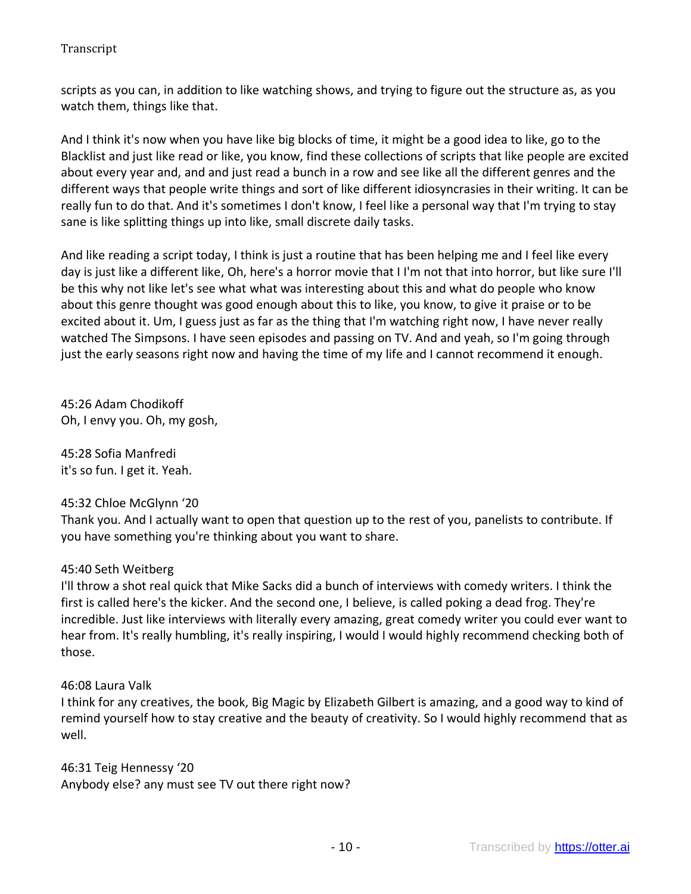scripts as you can, in addition to like watching shows, and trying to figure out the structure as, as you watch them, things like that.

And I think it's now when you have like big blocks of time, it might be a good idea to like, go to the Blacklist and just like read or like, you know, find these collections of scripts that like people are excited about every year and, and and just read a bunch in a row and see like all the different genres and the different ways that people write things and sort of like different idiosyncrasies in their writing. It can be really fun to do that. And it's sometimes I don't know, I feel like a personal way that I'm trying to stay sane is like splitting things up into like, small discrete daily tasks.

And like reading a script today, I think is just a routine that has been helping me and I feel like every day is just like a different like, Oh, here's a horror movie that I I'm not that into horror, but like sure I'll be this why not like let's see what what was interesting about this and what do people who know about this genre thought was good enough about this to like, you know, to give it praise or to be excited about it. Um, I guess just as far as the thing that I'm watching right now, I have never really watched The Simpsons. I have seen episodes and passing on TV. And and yeah, so I'm going through just the early seasons right now and having the time of my life and I cannot recommend it enough.

45:26 Adam Chodikoff
Oh, I envy you. Oh, my gosh,

45:28 Sofia Manfredi
it's so fun. I get it. Yeah.

45:32 Chloe McGlynn '20
Thank you. And I actually want to open that question up to the rest of you, panelists to contribute. If you have something you're thinking about you want to share.

45:40 Seth Weitberg
I'll throw a shot real quick that Mike Sacks did a bunch of interviews with comedy writers. I think the first is called here's the kicker. And the second one, I believe, is called poking a dead frog. They're incredible. Just like interviews with literally every amazing, great comedy writer you could ever want to hear from. It's really humbling, it's really inspiring, I would I would highly recommend checking both of those.

46:08 Laura Valk
I think for any creatives, the book, Big Magic by Elizabeth Gilbert is amazing, and a good way to kind of remind yourself how to stay creative and the beauty of creativity. So I would highly recommend that as well.

46:31 Teig Hennessy '20
Anybody else? any must see TV out there right now?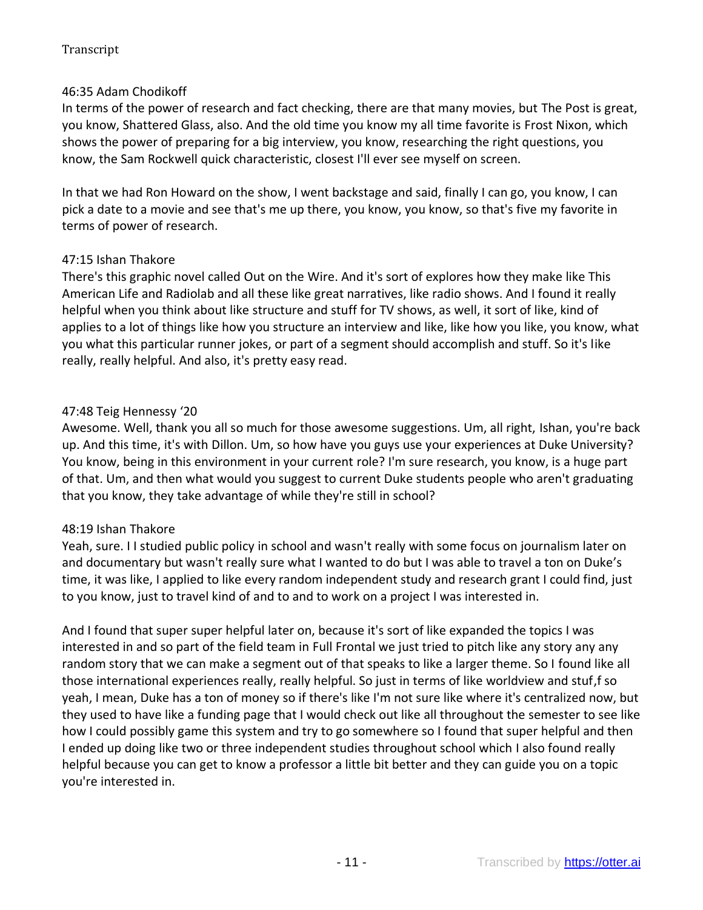46:35 Adam Chodikoff
In terms of the power of research and fact checking, there are that many movies, but The Post is great, you know, Shattered Glass, also. And the old time you know my all time favorite is Frost Nixon, which shows the power of preparing for a big interview, you know, researching the right questions, you know, the Sam Rockwell quick characteristic, closest I'll ever see myself on screen.

In that we had Ron Howard on the show, I went backstage and said, finally I can go, you know, I can pick a date to a movie and see that's me up there, you know, you know, so that's five my favorite in terms of power of research.

47:15 Ishan Thakore
There's this graphic novel called Out on the Wire. And it's sort of explores how they make like This American Life and Radiolab and all these like great narratives, like radio shows. And I found it really helpful when you think about like structure and stuff for TV shows, as well, it sort of like, kind of applies to a lot of things like how you structure an interview and like, like how you like, you know, what you what this particular runner jokes, or part of a segment should accomplish and stuff. So it's like really, really helpful. And also, it's pretty easy read.

47:48 Teig Hennessy '20
Awesome. Well, thank you all so much for those awesome suggestions. Um, all right, Ishan, you're back up. And this time, it's with Dillon. Um, so how have you guys use your experiences at Duke University? You know, being in this environment in your current role? I'm sure research, you know, is a huge part of that. Um, and then what would you suggest to current Duke students people who aren't graduating that you know, they take advantage of while they're still in school?

48:19 Ishan Thakore
Yeah, sure. I I studied public policy in school and wasn't really with some focus on journalism later on and documentary but wasn't really sure what I wanted to do but I was able to travel a ton on Duke's time, it was like, I applied to like every random independent study and research grant I could find, just to you know, just to travel kind of and to and to work on a project I was interested in.

And I found that super super helpful later on, because it's sort of like expanded the topics I was interested in and so part of the field team in Full Frontal we just tried to pitch like any story any any random story that we can make a segment out of that speaks to like a larger theme. So I found like all those international experiences really, really helpful. So just in terms of like worldview and stuf,f so yeah, I mean, Duke has a ton of money so if there's like I'm not sure like where it's centralized now, but they used to have like a funding page that I would check out like all throughout the semester to see like how I could possibly game this system and try to go somewhere so I found that super helpful and then I ended up doing like two or three independent studies throughout school which I also found really helpful because you can get to know a professor a little bit better and they can guide you on a topic you're interested in.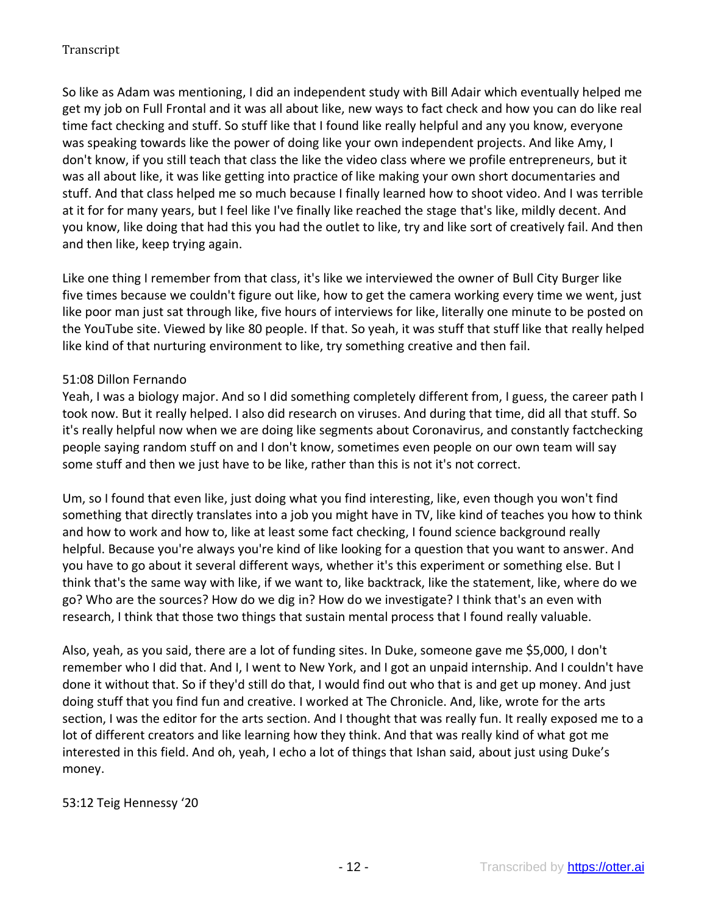So like as Adam was mentioning, I did an independent study with Bill Adair which eventually helped me get my job on Full Frontal and it was all about like, new ways to fact check and how you can do like real time fact checking and stuff. So stuff like that I found like really helpful and any you know, everyone was speaking towards like the power of doing like your own independent projects. And like Amy, I don't know, if you still teach that class the like the video class where we profile entrepreneurs, but it was all about like, it was like getting into practice of like making your own short documentaries and stuff. And that class helped me so much because I finally learned how to shoot video. And I was terrible at it for for many years, but I feel like I've finally like reached the stage that's like, mildly decent. And you know, like doing that had this you had the outlet to like, try and like sort of creatively fail. And then and then like, keep trying again.

Like one thing I remember from that class, it's like we interviewed the owner of Bull City Burger like five times because we couldn't figure out like, how to get the camera working every time we went, just like poor man just sat through like, five hours of interviews for like, literally one minute to be posted on the YouTube site. Viewed by like 80 people. If that. So yeah, it was stuff that stuff like that really helped like kind of that nurturing environment to like, try something creative and then fail.

51:08 Dillon Fernando
Yeah, I was a biology major. And so I did something completely different from, I guess, the career path I took now. But it really helped. I also did research on viruses. And during that time, did all that stuff. So it's really helpful now when we are doing like segments about Coronavirus, and constantly factchecking people saying random stuff on and I don't know, sometimes even people on our own team will say some stuff and then we just have to be like, rather than this is not it's not correct.

Um, so I found that even like, just doing what you find interesting, like, even though you won't find something that directly translates into a job you might have in TV, like kind of teaches you how to think and how to work and how to, like at least some fact checking, I found science background really helpful. Because you're always you're kind of like looking for a question that you want to answer. And you have to go about it several different ways, whether it's this experiment or something else. But I think that's the same way with like, if we want to, like backtrack, like the statement, like, where do we go? Who are the sources? How do we dig in? How do we investigate? I think that's an even with research, I think that those two things that sustain mental process that I found really valuable.

Also, yeah, as you said, there are a lot of funding sites. In Duke, someone gave me $5,000, I don't remember who I did that. And I, I went to New York, and I got an unpaid internship. And I couldn't have done it without that. So if they'd still do that, I would find out who that is and get up money. And just doing stuff that you find fun and creative. I worked at The Chronicle. And, like, wrote for the arts section, I was the editor for the arts section. And I thought that was really fun. It really exposed me to a lot of different creators and like learning how they think. And that was really kind of what got me interested in this field. And oh, yeah, I echo a lot of things that Ishan said, about just using Duke's money.

53:12 Teig Hennessy '20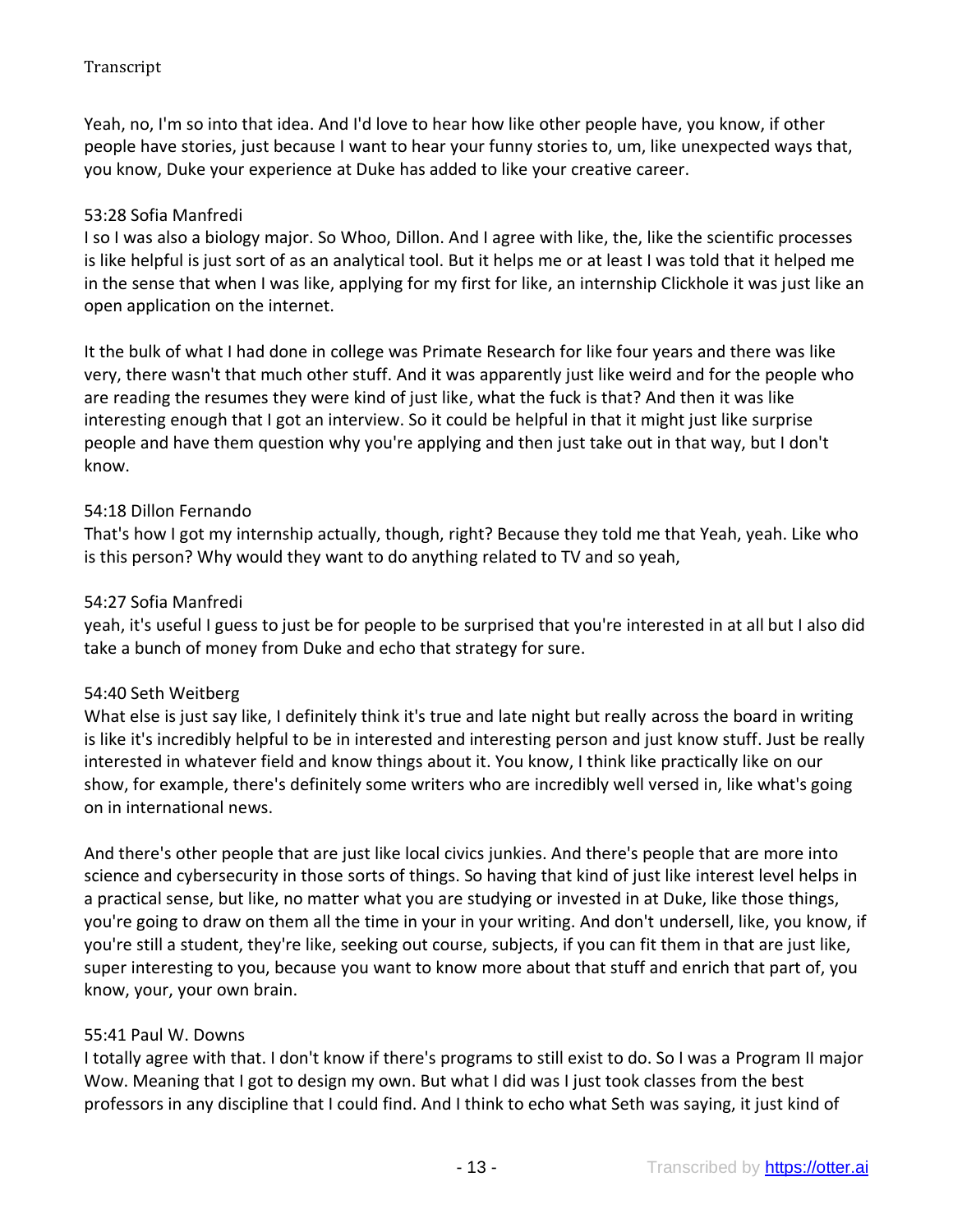Yeah, no, I'm so into that idea. And I'd love to hear how like other people have, you know, if other people have stories, just because I want to hear your funny stories to, um, like unexpected ways that, you know, Duke your experience at Duke has added to like your creative career.

53:28 Sofia Manfredi
I so I was also a biology major. So Whoo, Dillon. And I agree with like, the, like the scientific processes is like helpful is just sort of as an analytical tool. But it helps me or at least I was told that it helped me in the sense that when I was like, applying for my first for like, an internship Clickhole it was just like an open application on the internet.

It the bulk of what I had done in college was Primate Research for like four years and there was like very, there wasn't that much other stuff. And it was apparently just like weird and for the people who are reading the resumes they were kind of just like, what the fuck is that? And then it was like interesting enough that I got an interview. So it could be helpful in that it might just like surprise people and have them question why you're applying and then just take out in that way, but I don't know.

54:18 Dillon Fernando
That's how I got my internship actually, though, right? Because they told me that Yeah, yeah. Like who is this person? Why would they want to do anything related to TV and so yeah,

54:27 Sofia Manfredi
yeah, it's useful I guess to just be for people to be surprised that you're interested in at all but I also did take a bunch of money from Duke and echo that strategy for sure.

54:40 Seth Weitberg
What else is just say like, I definitely think it's true and late night but really across the board in writing is like it's incredibly helpful to be in interested and interesting person and just know stuff. Just be really interested in whatever field and know things about it. You know, I think like practically like on our show, for example, there's definitely some writers who are incredibly well versed in, like what's going on in international news.

And there's other people that are just like local civics junkies. And there's people that are more into science and cybersecurity in those sorts of things. So having that kind of just like interest level helps in a practical sense, but like, no matter what you are studying or invested in at Duke, like those things, you're going to draw on them all the time in your in your writing. And don't undersell, like, you know, if you're still a student, they're like, seeking out course, subjects, if you can fit them in that are just like, super interesting to you, because you want to know more about that stuff and enrich that part of, you know, your, your own brain.

55:41 Paul W. Downs
I totally agree with that. I don't know if there's programs to still exist to do. So I was a Program II major Wow. Meaning that I got to design my own. But what I did was I just took classes from the best professors in any discipline that I could find. And I think to echo what Seth was saying, it just kind of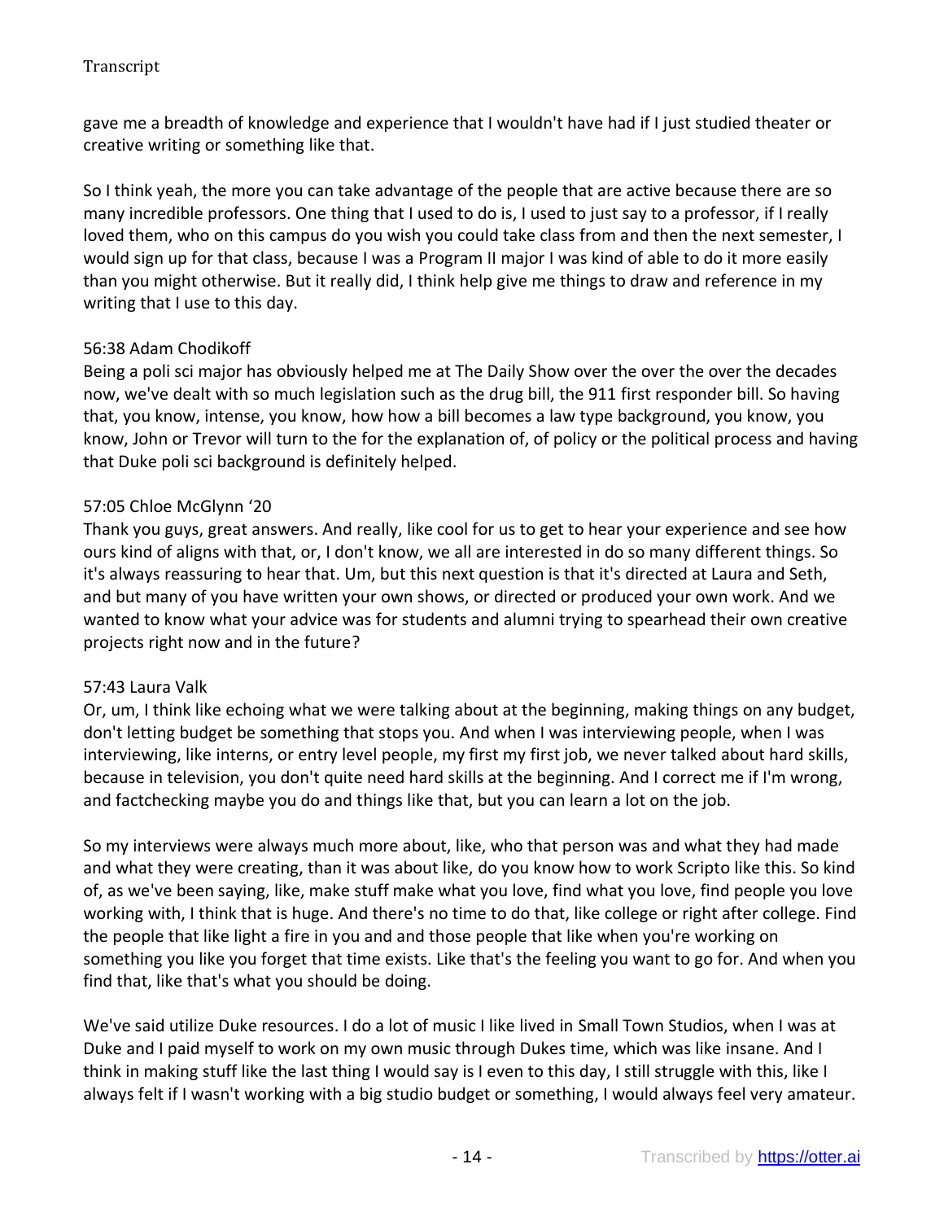gave me a breadth of knowledge and experience that I wouldn't have had if I just studied theater or creative writing or something like that.

So I think yeah, the more you can take advantage of the people that are active because there are so many incredible professors. One thing that I used to do is, I used to just say to a professor, if I really loved them, who on this campus do you wish you could take class from and then the next semester, I would sign up for that class, because I was a Program II major I was kind of able to do it more easily than you might otherwise. But it really did, I think help give me things to draw and reference in my writing that I use to this day.

56:38 Adam Chodikoff
Being a poli sci major has obviously helped me at The Daily Show over the over the over the decades now, we've dealt with so much legislation such as the drug bill, the 911 first responder bill. So having that, you know, intense, you know, how how a bill becomes a law type background, you know, you know, John or Trevor will turn to the for the explanation of, of policy or the political process and having that Duke poli sci background is definitely helped.

57:05 Chloe McGlynn '20
Thank you guys, great answers. And really, like cool for us to get to hear your experience and see how ours kind of aligns with that, or, I don't know, we all are interested in do so many different things. So it's always reassuring to hear that. Um, but this next question is that it's directed at Laura and Seth, and but many of you have written your own shows, or directed or produced your own work. And we wanted to know what your advice was for students and alumni trying to spearhead their own creative projects right now and in the future?

57:43 Laura Valk
Or, um, I think like echoing what we were talking about at the beginning, making things on any budget, don't letting budget be something that stops you. And when I was interviewing people, when I was interviewing, like interns, or entry level people, my first my first job, we never talked about hard skills, because in television, you don't quite need hard skills at the beginning. And I correct me if I'm wrong, and factchecking maybe you do and things like that, but you can learn a lot on the job.

So my interviews were always much more about, like, who that person was and what they had made and what they were creating, than it was about like, do you know how to work Scripto like this. So kind of, as we've been saying, like, make stuff make what you love, find what you love, find people you love working with, I think that is huge. And there's no time to do that, like college or right after college. Find the people that like light a fire in you and and those people that like when you're working on something you like you forget that time exists. Like that's the feeling you want to go for. And when you find that, like that's what you should be doing.

We've said utilize Duke resources. I do a lot of music I like lived in Small Town Studios, when I was at Duke and I paid myself to work on my own music through Dukes time, which was like insane. And I think in making stuff like the last thing I would say is I even to this day, I still struggle with this, like I always felt if I wasn't working with a big studio budget or something, I would always feel very amateur.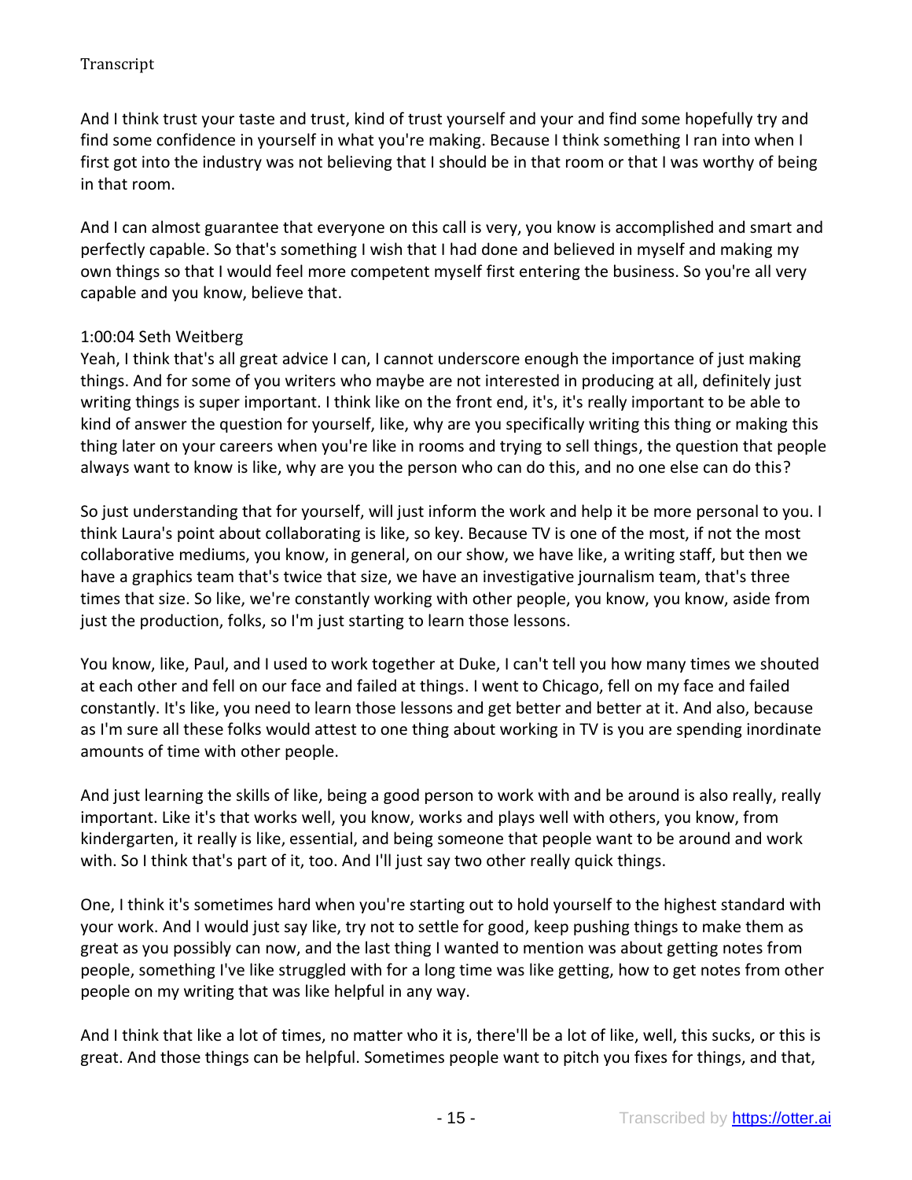And I think trust your taste and trust, kind of trust yourself and your and find some hopefully try and find some confidence in yourself in what you're making. Because I think something I ran into when I first got into the industry was not believing that I should be in that room or that I was worthy of being in that room.

And I can almost guarantee that everyone on this call is very, you know is accomplished and smart and perfectly capable. So that's something I wish that I had done and believed in myself and making my own things so that I would feel more competent myself first entering the business. So you're all very capable and you know, believe that.

1:00:04 Seth Weitberg
Yeah, I think that's all great advice I can, I cannot underscore enough the importance of just making things. And for some of you writers who maybe are not interested in producing at all, definitely just writing things is super important. I think like on the front end, it's, it's really important to be able to kind of answer the question for yourself, like, why are you specifically writing this thing or making this thing later on your careers when you're like in rooms and trying to sell things, the question that people always want to know is like, why are you the person who can do this, and no one else can do this?

So just understanding that for yourself, will just inform the work and help it be more personal to you. I think Laura's point about collaborating is like, so key. Because TV is one of the most, if not the most collaborative mediums, you know, in general, on our show, we have like, a writing staff, but then we have a graphics team that's twice that size, we have an investigative journalism team, that's three times that size. So like, we're constantly working with other people, you know, you know, aside from just the production, folks, so I'm just starting to learn those lessons.

You know, like, Paul, and I used to work together at Duke, I can't tell you how many times we shouted at each other and fell on our face and failed at things. I went to Chicago, fell on my face and failed constantly. It's like, you need to learn those lessons and get better and better at it. And also, because as I'm sure all these folks would attest to one thing about working in TV is you are spending inordinate amounts of time with other people.

And just learning the skills of like, being a good person to work with and be around is also really, really important. Like it's that works well, you know, works and plays well with others, you know, from kindergarten, it really is like, essential, and being someone that people want to be around and work with. So I think that's part of it, too. And I'll just say two other really quick things.

One, I think it's sometimes hard when you're starting out to hold yourself to the highest standard with your work. And I would just say like, try not to settle for good, keep pushing things to make them as great as you possibly can now, and the last thing I wanted to mention was about getting notes from people, something I've like struggled with for a long time was like getting, how to get notes from other people on my writing that was like helpful in any way.

And I think that like a lot of times, no matter who it is, there'll be a lot of like, well, this sucks, or this is great. And those things can be helpful. Sometimes people want to pitch you fixes for things, and that,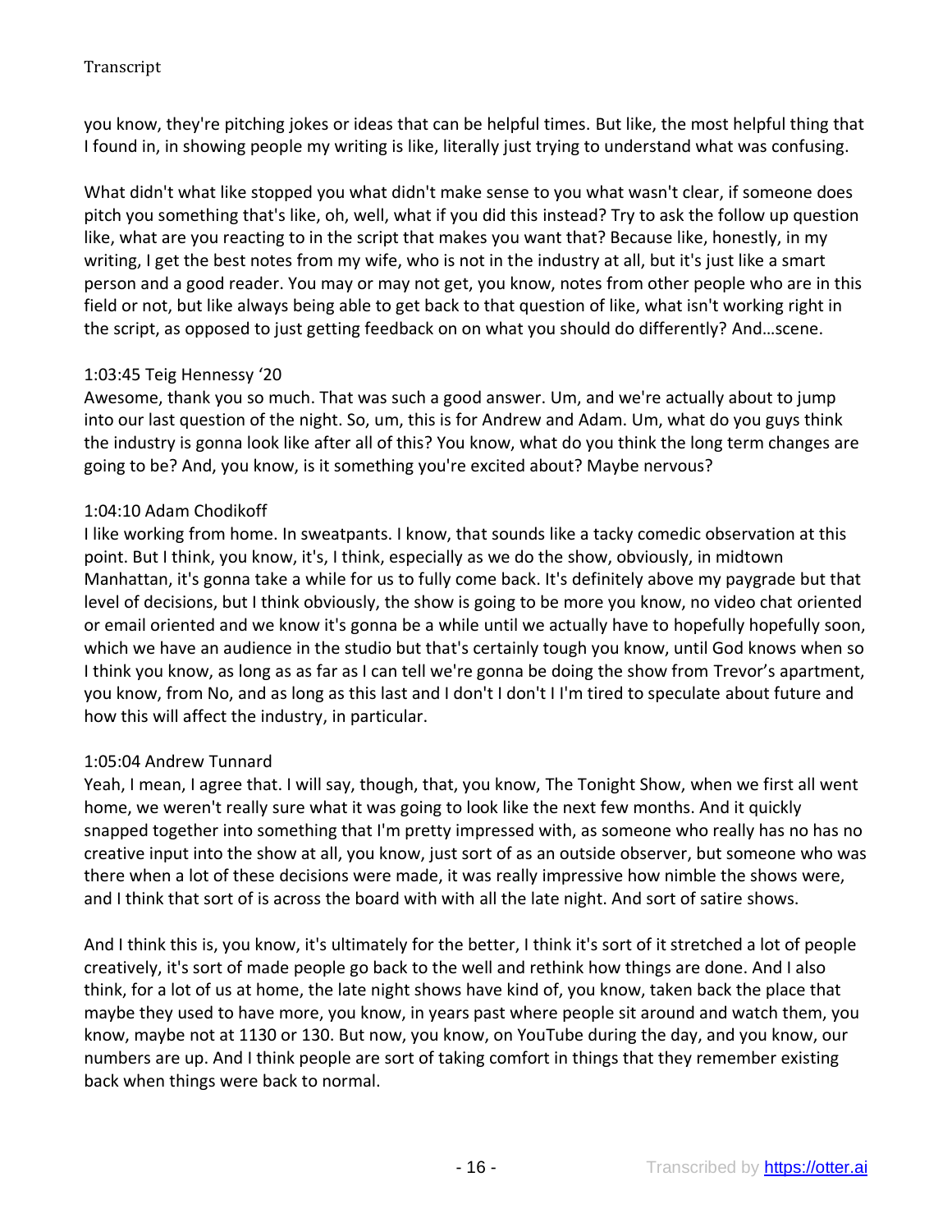you know, they're pitching jokes or ideas that can be helpful times. But like, the most helpful thing that I found in, in showing people my writing is like, literally just trying to understand what was confusing.

What didn't what like stopped you what didn't make sense to you what wasn't clear, if someone does pitch you something that's like, oh, well, what if you did this instead? Try to ask the follow up question like, what are you reacting to in the script that makes you want that? Because like, honestly, in my writing, I get the best notes from my wife, who is not in the industry at all, but it's just like a smart person and a good reader. You may or may not get, you know, notes from other people who are in this field or not, but like always being able to get back to that question of like, what isn't working right in the script, as opposed to just getting feedback on on what you should do differently? And…scene.

1:03:45 Teig Hennessy '20
Awesome, thank you so much. That was such a good answer. Um, and we're actually about to jump into our last question of the night. So, um, this is for Andrew and Adam. Um, what do you guys think the industry is gonna look like after all of this? You know, what do you think the long term changes are going to be? And, you know, is it something you're excited about? Maybe nervous?

1:04:10 Adam Chodikoff
I like working from home. In sweatpants. I know, that sounds like a tacky comedic observation at this point. But I think, you know, it's, I think, especially as we do the show, obviously, in midtown Manhattan, it's gonna take a while for us to fully come back. It's definitely above my paygrade but that level of decisions, but I think obviously, the show is going to be more you know, no video chat oriented or email oriented and we know it's gonna be a while until we actually have to hopefully hopefully soon, which we have an audience in the studio but that's certainly tough you know, until God knows when so I think you know, as long as as far as I can tell we're gonna be doing the show from Trevor's apartment, you know, from No, and as long as this last and I don't I don't I I'm tired to speculate about future and how this will affect the industry, in particular.

1:05:04 Andrew Tunnard
Yeah, I mean, I agree that. I will say, though, that, you know, The Tonight Show, when we first all went home, we weren't really sure what it was going to look like the next few months. And it quickly snapped together into something that I'm pretty impressed with, as someone who really has no has no creative input into the show at all, you know, just sort of as an outside observer, but someone who was there when a lot of these decisions were made, it was really impressive how nimble the shows were, and I think that sort of is across the board with with all the late night. And sort of satire shows.

And I think this is, you know, it's ultimately for the better, I think it's sort of it stretched a lot of people creatively, it's sort of made people go back to the well and rethink how things are done. And I also think, for a lot of us at home, the late night shows have kind of, you know, taken back the place that maybe they used to have more, you know, in years past where people sit around and watch them, you know, maybe not at 1130 or 130. But now, you know, on YouTube during the day, and you know, our numbers are up. And I think people are sort of taking comfort in things that they remember existing back when things were back to normal.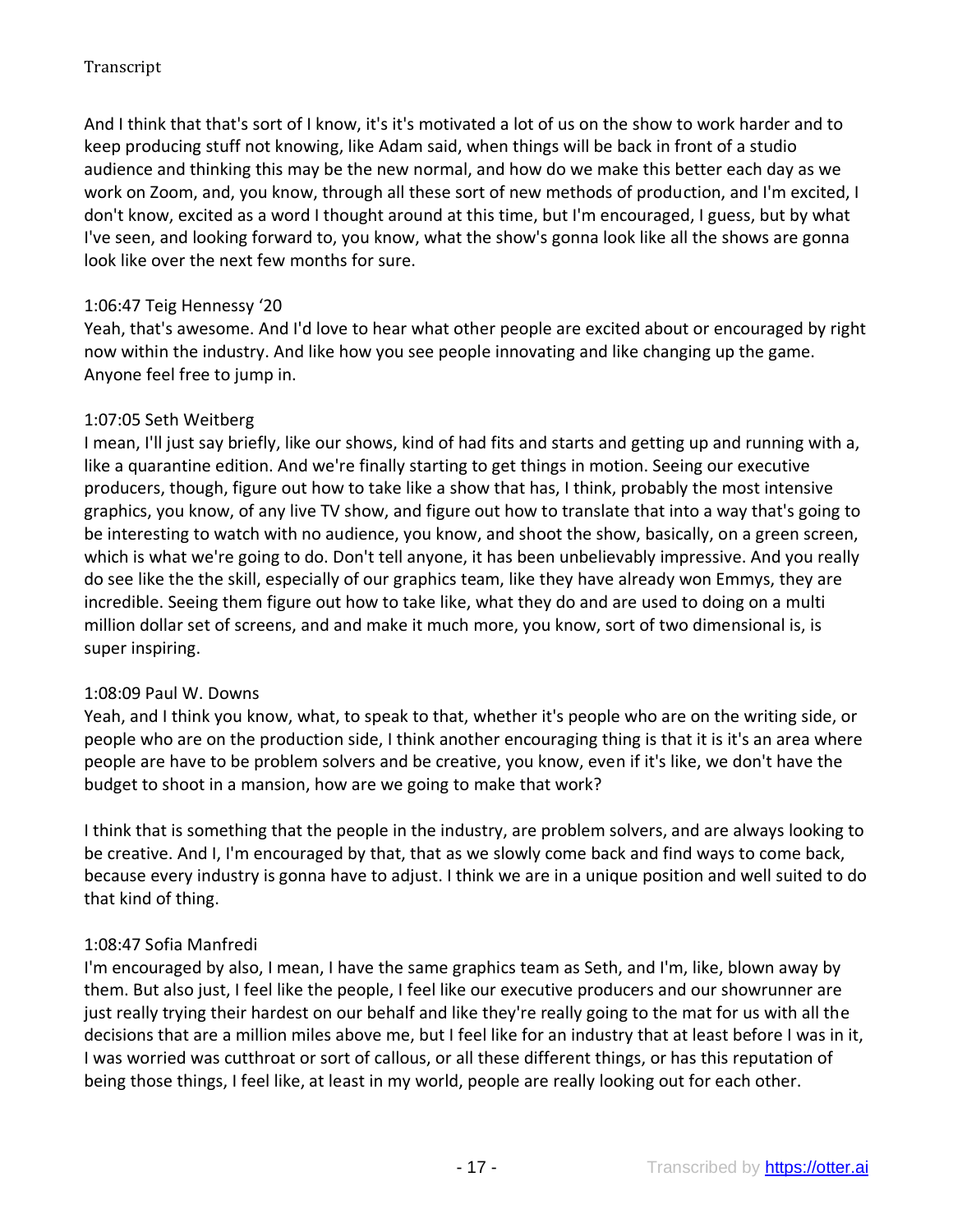And I think that that's sort of I know, it's it's motivated a lot of us on the show to work harder and to keep producing stuff not knowing, like Adam said, when things will be back in front of a studio audience and thinking this may be the new normal, and how do we make this better each day as we work on Zoom, and, you know, through all these sort of new methods of production, and I'm excited, I don't know, excited as a word I thought around at this time, but I'm encouraged, I guess, but by what I've seen, and looking forward to, you know, what the show's gonna look like all the shows are gonna look like over the next few months for sure.

1:06:47 Teig Hennessy '20
Yeah, that's awesome. And I'd love to hear what other people are excited about or encouraged by right now within the industry. And like how you see people innovating and like changing up the game. Anyone feel free to jump in.

1:07:05 Seth Weitberg
I mean, I'll just say briefly, like our shows, kind of had fits and starts and getting up and running with a, like a quarantine edition. And we're finally starting to get things in motion. Seeing our executive producers, though, figure out how to take like a show that has, I think, probably the most intensive graphics, you know, of any live TV show, and figure out how to translate that into a way that's going to be interesting to watch with no audience, you know, and shoot the show, basically, on a green screen, which is what we're going to do. Don't tell anyone, it has been unbelievably impressive. And you really do see like the the skill, especially of our graphics team, like they have already won Emmys, they are incredible. Seeing them figure out how to take like, what they do and are used to doing on a multi million dollar set of screens, and and make it much more, you know, sort of two dimensional is, is super inspiring.

1:08:09 Paul W. Downs
Yeah, and I think you know, what, to speak to that, whether it's people who are on the writing side, or people who are on the production side, I think another encouraging thing is that it is it's an area where people are have to be problem solvers and be creative, you know, even if it's like, we don't have the budget to shoot in a mansion, how are we going to make that work?

I think that is something that the people in the industry, are problem solvers, and are always looking to be creative. And I, I'm encouraged by that, that as we slowly come back and find ways to come back, because every industry is gonna have to adjust. I think we are in a unique position and well suited to do that kind of thing.

1:08:47 Sofia Manfredi
I'm encouraged by also, I mean, I have the same graphics team as Seth, and I'm, like, blown away by them. But also just, I feel like the people, I feel like our executive producers and our showrunner are just really trying their hardest on our behalf and like they're really going to the mat for us with all the decisions that are a million miles above me, but I feel like for an industry that at least before I was in it, I was worried was cutthroat or sort of callous, or all these different things, or has this reputation of being those things, I feel like, at least in my world, people are really looking out for each other.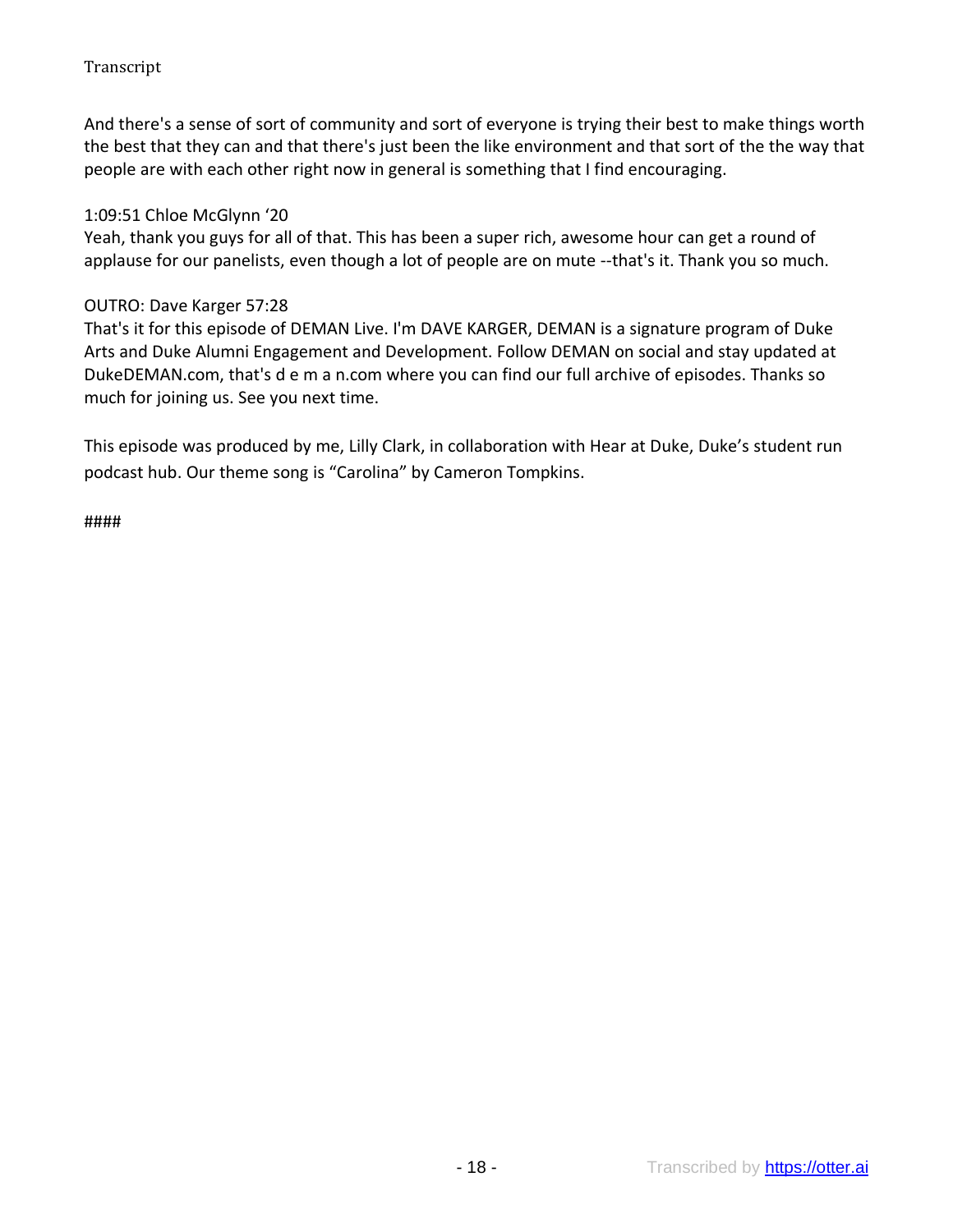And there's a sense of sort of community and sort of everyone is trying their best to make things worth the best that they can and that there's just been the like environment and that sort of the the way that people are with each other right now in general is something that I find encouraging.

1:09:51 Chloe McGlynn ‘20
Yeah, thank you guys for all of that. This has been a super rich, awesome hour can get a round of applause for our panelists, even though a lot of people are on mute --that's it. Thank you so much.

OUTRO: Dave Karger 57:28
That's it for this episode of DEMAN Live. I'm DAVE KARGER, DEMAN is a signature program of Duke Arts and Duke Alumni Engagement and Development. Follow DEMAN on social and stay updated at DukeDEMAN.com, that's d e m a n.com where you can find our full archive of episodes. Thanks so much for joining us. See you next time.

This episode was produced by me, Lilly Clark, in collaboration with Hear at Duke, Duke’s student run podcast hub. Our theme song is “Carolina” by Cameron Tompkins.

####